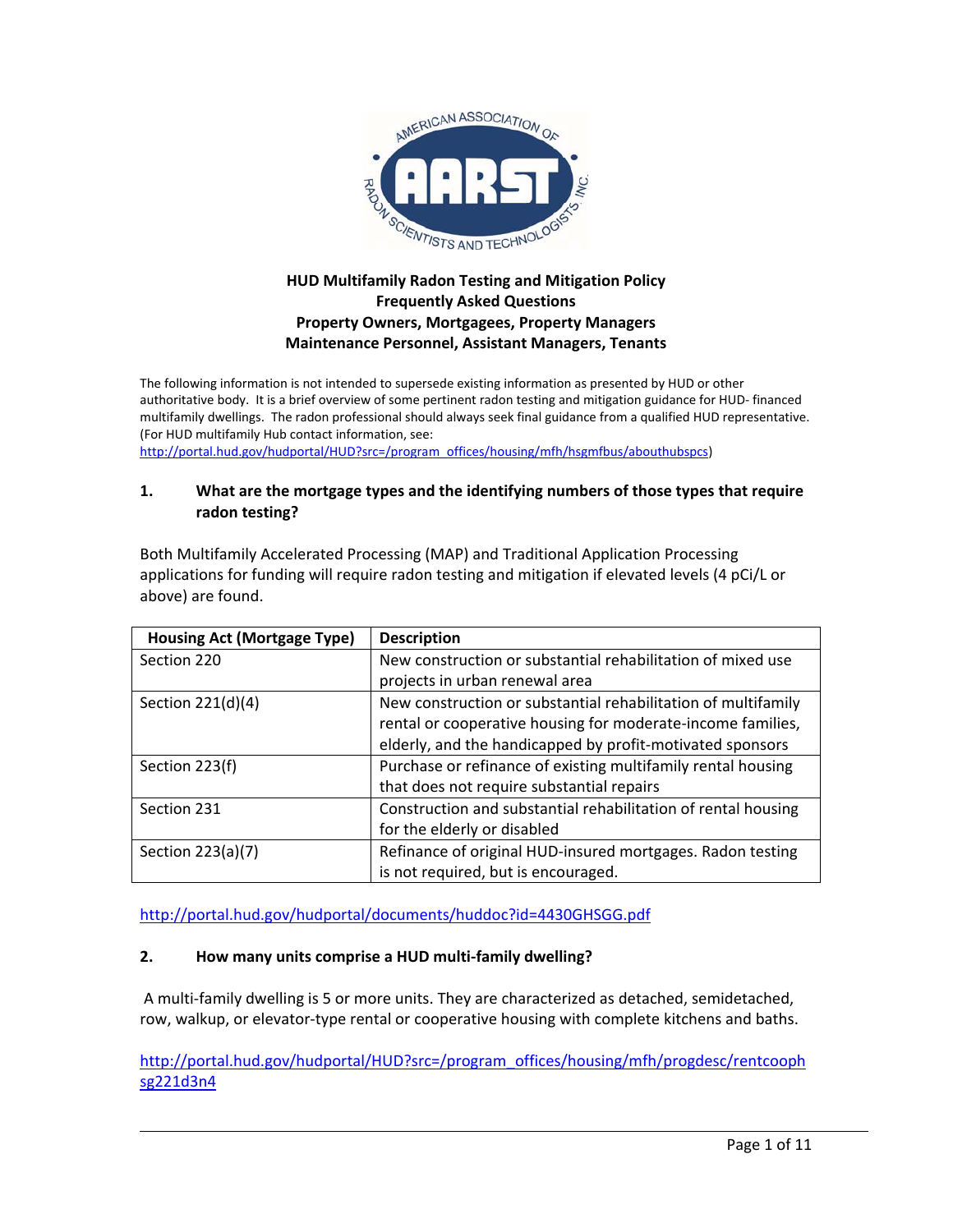**HUD Multifamily Radon Testing and Mitigation Policy**
**Frequently Asked Questions**
**Property Owners, Mortgagees, Property Managers**
**Maintenance Personnel, Assistant Managers, Tenants**

The following information is not intended to supersede existing information as presented by HUD or other authoritative body. It is a brief overview of some pertinent radon testing and mitigation guidance for HUD- financed multifamily dwellings. The radon professional should always seek final guidance from a qualified HUD representative. (For HUD multifamily Hub contact information, see: http://portal.hud.gov/hudportal/HUD?src=/program_offices/housing/mfh/hsgmfbus/abouthubspcs)

## 1. What are the mortgage types and the identifying numbers of those types that require radon testing?

Both Multifamily Accelerated Processing (MAP) and Traditional Application Processing applications for funding will require radon testing and mitigation if elevated levels (4 pCi/L or above) are found.

| Housing Act (Mortgage Type) | Description |
|---|---|
| Section 220 | New construction or substantial rehabilitation of mixed use projects in urban renewal area |
| Section 221(d)(4) | New construction or substantial rehabilitation of multifamily rental or cooperative housing for moderate-income families, elderly, and the handicapped by profit-motivated sponsors |
| Section 223(f) | Purchase or refinance of existing multifamily rental housing that does not require substantial repairs |
| Section 231 | Construction and substantial rehabilitation of rental housing for the elderly or disabled |
| Section 223(a)(7) | Refinance of original HUD-insured mortgages. Radon testing is not required, but is encouraged. |

http://portal.hud.gov/hudportal/documents/huddoc?id=4430GHSGG.pdf

## 2. How many units comprise a HUD multi-family dwelling?

A multi-family dwelling is 5 or more units. They are characterized as detached, semidetached, row, walkup, or elevator-type rental or cooperative housing with complete kitchens and baths.

http://portal.hud.gov/hudportal/HUD?src=/program_offices/housing/mfh/progdesc/rentcoophsg221d3n4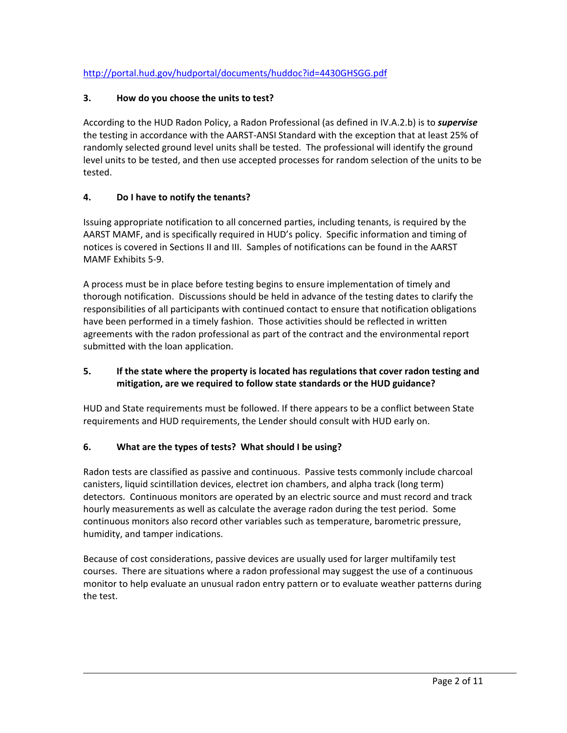http://portal.hud.gov/hudportal/documents/huddoc?id=4430GHSGG.pdf

### 3. How do you choose the units to test?

According to the HUD Radon Policy, a Radon Professional (as defined in IV.A.2.b) is to ***supervise*** the testing in accordance with the AARST-ANSI Standard with the exception that at least 25% of randomly selected ground level units shall be tested. The professional will identify the ground level units to be tested, and then use accepted processes for random selection of the units to be tested.

### 4. Do I have to notify the tenants?

Issuing appropriate notification to all concerned parties, including tenants, is required by the AARST MAMF, and is specifically required in HUD's policy. Specific information and timing of notices is covered in Sections II and III. Samples of notifications can be found in the AARST MAMF Exhibits 5-9.

A process must be in place before testing begins to ensure implementation of timely and thorough notification. Discussions should be held in advance of the testing dates to clarify the responsibilities of all participants with continued contact to ensure that notification obligations have been performed in a timely fashion. Those activities should be reflected in written agreements with the radon professional as part of the contract and the environmental report submitted with the loan application.

### 5. If the state where the property is located has regulations that cover radon testing and mitigation, are we required to follow state standards or the HUD guidance?

HUD and State requirements must be followed. If there appears to be a conflict between State requirements and HUD requirements, the Lender should consult with HUD early on.

### 6. What are the types of tests? What should I be using?

Radon tests are classified as passive and continuous. Passive tests commonly include charcoal canisters, liquid scintillation devices, electret ion chambers, and alpha track (long term) detectors. Continuous monitors are operated by an electric source and must record and track hourly measurements as well as calculate the average radon during the test period. Some continuous monitors also record other variables such as temperature, barometric pressure, humidity, and tamper indications.

Because of cost considerations, passive devices are usually used for larger multifamily test courses. There are situations where a radon professional may suggest the use of a continuous monitor to help evaluate an unusual radon entry pattern or to evaluate weather patterns during the test.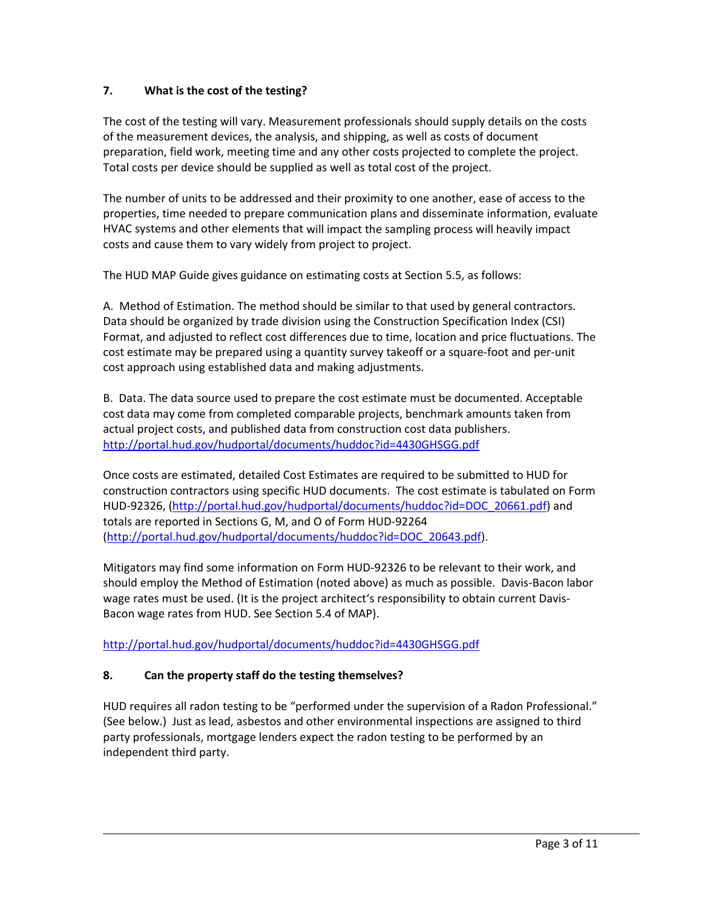## 7. What is the cost of the testing?

The cost of the testing will vary. Measurement professionals should supply details on the costs of the measurement devices, the analysis, and shipping, as well as costs of document preparation, field work, meeting time and any other costs projected to complete the project. Total costs per device should be supplied as well as total cost of the project.

The number of units to be addressed and their proximity to one another, ease of access to the properties, time needed to prepare communication plans and disseminate information, evaluate HVAC systems and other elements that will impact the sampling process will heavily impact costs and cause them to vary widely from project to project.

The HUD MAP Guide gives guidance on estimating costs at Section 5.5, as follows:

A. Method of Estimation. The method should be similar to that used by general contractors. Data should be organized by trade division using the Construction Specification Index (CSI) Format, and adjusted to reflect cost differences due to time, location and price fluctuations. The cost estimate may be prepared using a quantity survey takeoff or a square-foot and per-unit cost approach using established data and making adjustments.

B. Data. The data source used to prepare the cost estimate must be documented. Acceptable cost data may come from completed comparable projects, benchmark amounts taken from actual project costs, and published data from construction cost data publishers. http://portal.hud.gov/hudportal/documents/huddoc?id=4430GHSGG.pdf

Once costs are estimated, detailed Cost Estimates are required to be submitted to HUD for construction contractors using specific HUD documents. The cost estimate is tabulated on Form HUD-92326, (http://portal.hud.gov/hudportal/documents/huddoc?id=DOC_20661.pdf) and totals are reported in Sections G, M, and O of Form HUD-92264 (http://portal.hud.gov/hudportal/documents/huddoc?id=DOC_20643.pdf).

Mitigators may find some information on Form HUD-92326 to be relevant to their work, and should employ the Method of Estimation (noted above) as much as possible. Davis-Bacon labor wage rates must be used. (It is the project architect's responsibility to obtain current Davis-Bacon wage rates from HUD. See Section 5.4 of MAP).

http://portal.hud.gov/hudportal/documents/huddoc?id=4430GHSGG.pdf

## 8. Can the property staff do the testing themselves?

HUD requires all radon testing to be "performed under the supervision of a Radon Professional." (See below.) Just as lead, asbestos and other environmental inspections are assigned to third party professionals, mortgage lenders expect the radon testing to be performed by an independent third party.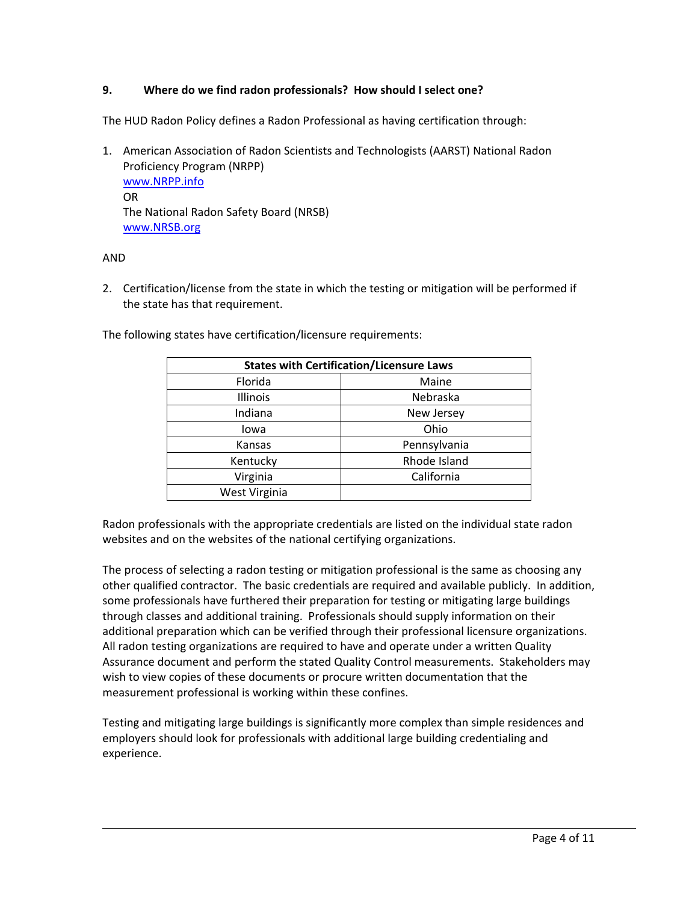### 9. Where do we find radon professionals? How should I select one?

The HUD Radon Policy defines a Radon Professional as having certification through:

1. American Association of Radon Scientists and Technologists (AARST) National Radon Proficiency Program (NRPP)
   www.NRPP.info
   OR
   The National Radon Safety Board (NRSB)
   www.NRSB.org

AND

2. Certification/license from the state in which the testing or mitigation will be performed if the state has that requirement.

The following states have certification/licensure requirements:

| States with Certification/Licensure Laws | |
|---|---|
| Florida | Maine |
| Illinois | Nebraska |
| Indiana | New Jersey |
| Iowa | Ohio |
| Kansas | Pennsylvania |
| Kentucky | Rhode Island |
| Virginia | California |
| West Virginia | |

Radon professionals with the appropriate credentials are listed on the individual state radon websites and on the websites of the national certifying organizations.

The process of selecting a radon testing or mitigation professional is the same as choosing any other qualified contractor. The basic credentials are required and available publicly. In addition, some professionals have furthered their preparation for testing or mitigating large buildings through classes and additional training. Professionals should supply information on their additional preparation which can be verified through their professional licensure organizations. All radon testing organizations are required to have and operate under a written Quality Assurance document and perform the stated Quality Control measurements. Stakeholders may wish to view copies of these documents or procure written documentation that the measurement professional is working within these confines.

Testing and mitigating large buildings is significantly more complex than simple residences and employers should look for professionals with additional large building credentialing and experience.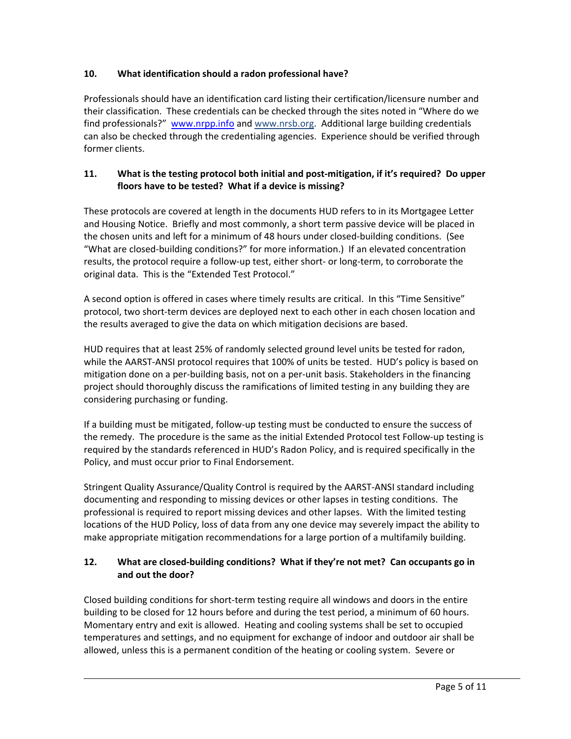### 10. What identification should a radon professional have?

Professionals should have an identification card listing their certification/licensure number and their classification. These credentials can be checked through the sites noted in "Where do we find professionals?" www.nrpp.info and www.nrsb.org. Additional large building credentials can also be checked through the credentialing agencies. Experience should be verified through former clients.

### 11. What is the testing protocol both initial and post-mitigation, if it's required? Do upper floors have to be tested? What if a device is missing?

These protocols are covered at length in the documents HUD refers to in its Mortgagee Letter and Housing Notice. Briefly and most commonly, a short term passive device will be placed in the chosen units and left for a minimum of 48 hours under closed-building conditions. (See "What are closed-building conditions?" for more information.) If an elevated concentration results, the protocol require a follow-up test, either short- or long-term, to corroborate the original data. This is the "Extended Test Protocol."

A second option is offered in cases where timely results are critical. In this "Time Sensitive" protocol, two short-term devices are deployed next to each other in each chosen location and the results averaged to give the data on which mitigation decisions are based.

HUD requires that at least 25% of randomly selected ground level units be tested for radon, while the AARST-ANSI protocol requires that 100% of units be tested. HUD's policy is based on mitigation done on a per-building basis, not on a per-unit basis. Stakeholders in the financing project should thoroughly discuss the ramifications of limited testing in any building they are considering purchasing or funding.

If a building must be mitigated, follow-up testing must be conducted to ensure the success of the remedy. The procedure is the same as the initial Extended Protocol test Follow-up testing is required by the standards referenced in HUD's Radon Policy, and is required specifically in the Policy, and must occur prior to Final Endorsement.

Stringent Quality Assurance/Quality Control is required by the AARST-ANSI standard including documenting and responding to missing devices or other lapses in testing conditions. The professional is required to report missing devices and other lapses. With the limited testing locations of the HUD Policy, loss of data from any one device may severely impact the ability to make appropriate mitigation recommendations for a large portion of a multifamily building.

### 12. What are closed-building conditions? What if they're not met? Can occupants go in and out the door?

Closed building conditions for short-term testing require all windows and doors in the entire building to be closed for 12 hours before and during the test period, a minimum of 60 hours. Momentary entry and exit is allowed. Heating and cooling systems shall be set to occupied temperatures and settings, and no equipment for exchange of indoor and outdoor air shall be allowed, unless this is a permanent condition of the heating or cooling system. Severe or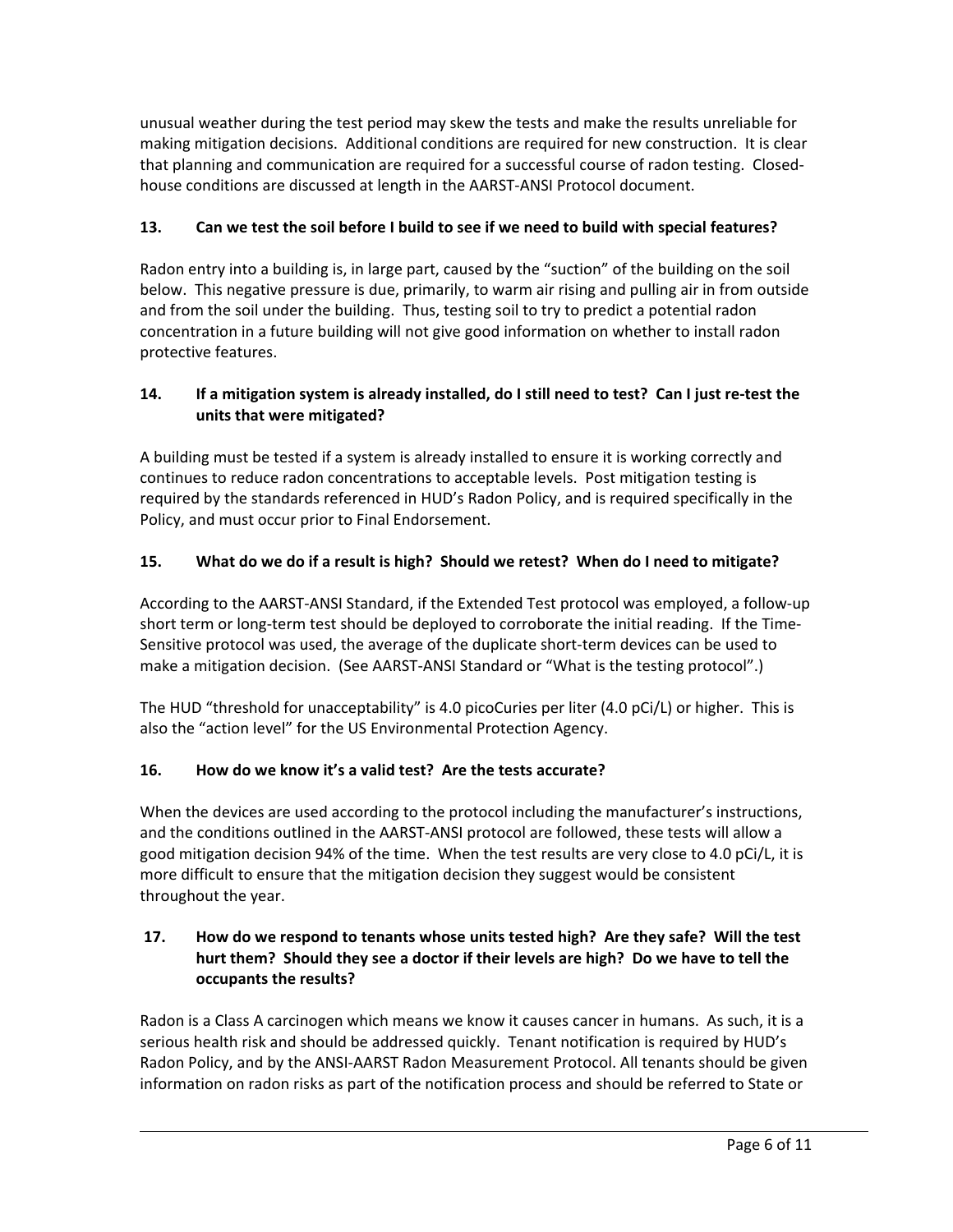unusual weather during the test period may skew the tests and make the results unreliable for making mitigation decisions. Additional conditions are required for new construction. It is clear that planning and communication are required for a successful course of radon testing. Closed-house conditions are discussed at length in the AARST-ANSI Protocol document.

### 13. Can we test the soil before I build to see if we need to build with special features?

Radon entry into a building is, in large part, caused by the "suction" of the building on the soil below. This negative pressure is due, primarily, to warm air rising and pulling air in from outside and from the soil under the building. Thus, testing soil to try to predict a potential radon concentration in a future building will not give good information on whether to install radon protective features.

### 14. If a mitigation system is already installed, do I still need to test? Can I just re-test the units that were mitigated?

A building must be tested if a system is already installed to ensure it is working correctly and continues to reduce radon concentrations to acceptable levels. Post mitigation testing is required by the standards referenced in HUD's Radon Policy, and is required specifically in the Policy, and must occur prior to Final Endorsement.

### 15. What do we do if a result is high? Should we retest? When do I need to mitigate?

According to the AARST-ANSI Standard, if the Extended Test protocol was employed, a follow-up short term or long-term test should be deployed to corroborate the initial reading. If the Time-Sensitive protocol was used, the average of the duplicate short-term devices can be used to make a mitigation decision. (See AARST-ANSI Standard or "What is the testing protocol".)

The HUD "threshold for unacceptability" is 4.0 picoCuries per liter (4.0 pCi/L) or higher. This is also the "action level" for the US Environmental Protection Agency.

### 16. How do we know it's a valid test? Are the tests accurate?

When the devices are used according to the protocol including the manufacturer's instructions, and the conditions outlined in the AARST-ANSI protocol are followed, these tests will allow a good mitigation decision 94% of the time. When the test results are very close to 4.0 pCi/L, it is more difficult to ensure that the mitigation decision they suggest would be consistent throughout the year.

### 17. How do we respond to tenants whose units tested high? Are they safe? Will the test hurt them? Should they see a doctor if their levels are high? Do we have to tell the occupants the results?

Radon is a Class A carcinogen which means we know it causes cancer in humans. As such, it is a serious health risk and should be addressed quickly. Tenant notification is required by HUD's Radon Policy, and by the ANSI-AARST Radon Measurement Protocol. All tenants should be given information on radon risks as part of the notification process and should be referred to State or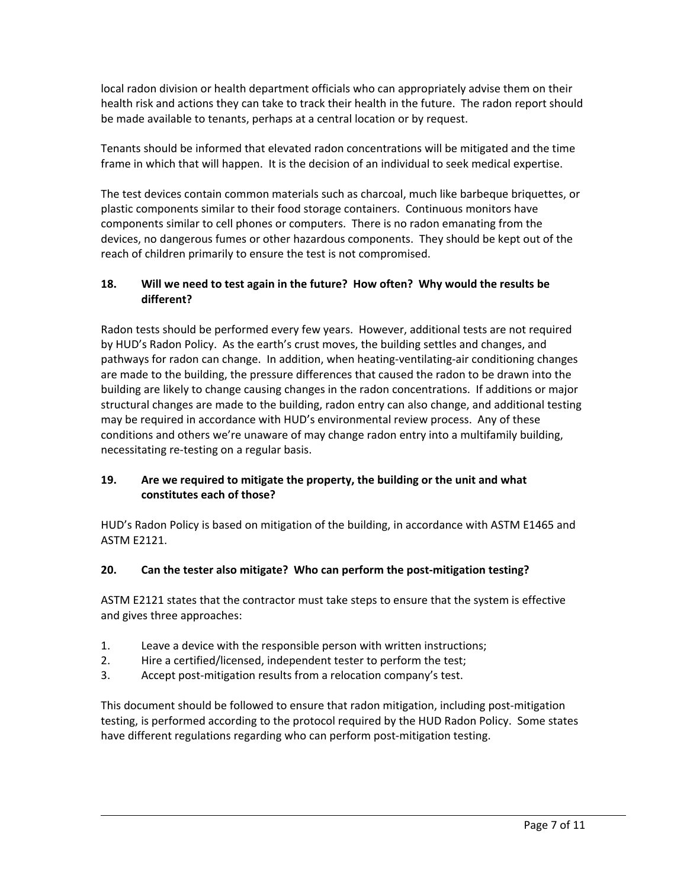local radon division or health department officials who can appropriately advise them on their health risk and actions they can take to track their health in the future. The radon report should be made available to tenants, perhaps at a central location or by request.

Tenants should be informed that elevated radon concentrations will be mitigated and the time frame in which that will happen. It is the decision of an individual to seek medical expertise.

The test devices contain common materials such as charcoal, much like barbeque briquettes, or plastic components similar to their food storage containers. Continuous monitors have components similar to cell phones or computers. There is no radon emanating from the devices, no dangerous fumes or other hazardous components. They should be kept out of the reach of children primarily to ensure the test is not compromised.

### 18. Will we need to test again in the future? How often? Why would the results be different?

Radon tests should be performed every few years. However, additional tests are not required by HUD's Radon Policy. As the earth's crust moves, the building settles and changes, and pathways for radon can change. In addition, when heating-ventilating-air conditioning changes are made to the building, the pressure differences that caused the radon to be drawn into the building are likely to change causing changes in the radon concentrations. If additions or major structural changes are made to the building, radon entry can also change, and additional testing may be required in accordance with HUD's environmental review process. Any of these conditions and others we're unaware of may change radon entry into a multifamily building, necessitating re-testing on a regular basis.

### 19. Are we required to mitigate the property, the building or the unit and what constitutes each of those?

HUD's Radon Policy is based on mitigation of the building, in accordance with ASTM E1465 and ASTM E2121.

### 20. Can the tester also mitigate? Who can perform the post-mitigation testing?

ASTM E2121 states that the contractor must take steps to ensure that the system is effective and gives three approaches:

1. Leave a device with the responsible person with written instructions;
2. Hire a certified/licensed, independent tester to perform the test;
3. Accept post-mitigation results from a relocation company's test.

This document should be followed to ensure that radon mitigation, including post-mitigation testing, is performed according to the protocol required by the HUD Radon Policy. Some states have different regulations regarding who can perform post-mitigation testing.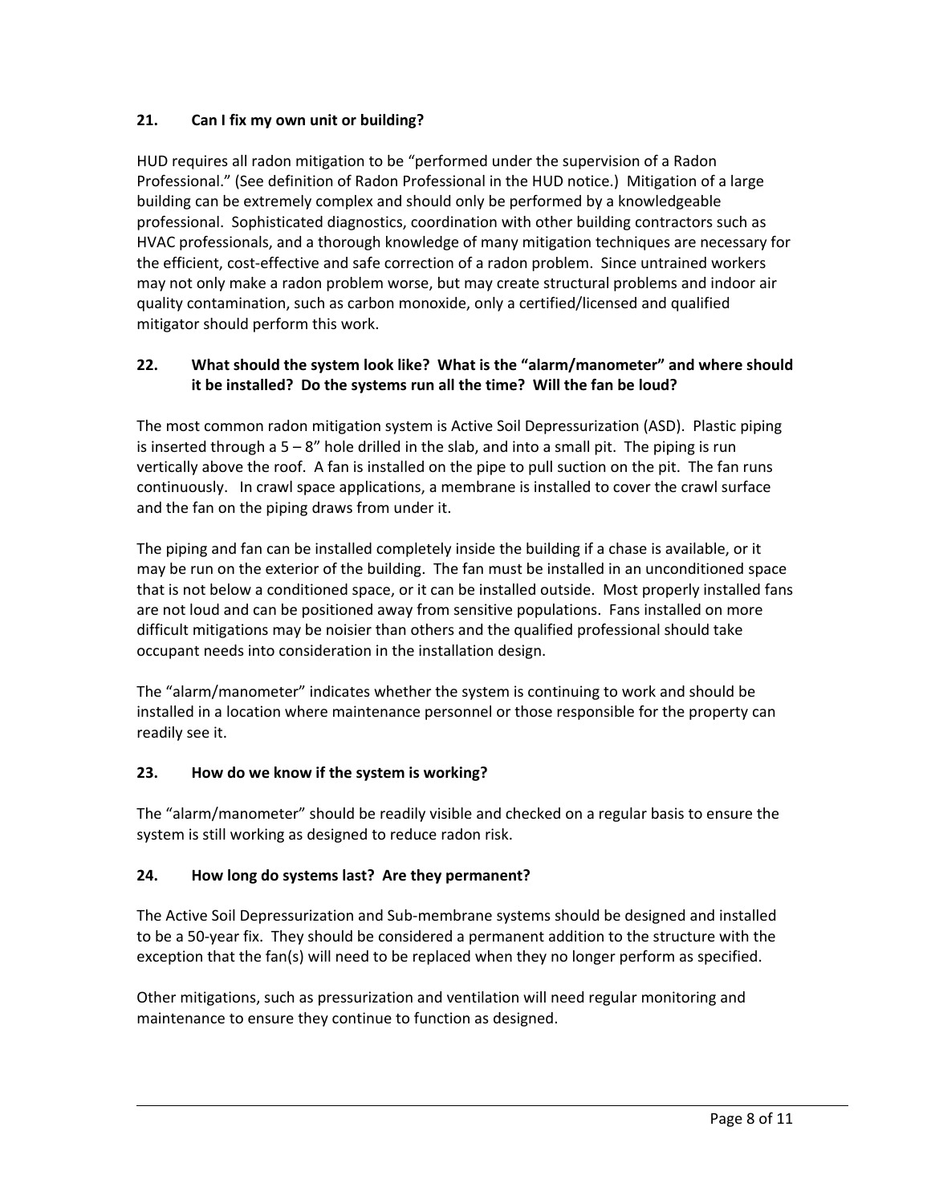### 21. Can I fix my own unit or building?

HUD requires all radon mitigation to be "performed under the supervision of a Radon Professional." (See definition of Radon Professional in the HUD notice.) Mitigation of a large building can be extremely complex and should only be performed by a knowledgeable professional. Sophisticated diagnostics, coordination with other building contractors such as HVAC professionals, and a thorough knowledge of many mitigation techniques are necessary for the efficient, cost-effective and safe correction of a radon problem. Since untrained workers may not only make a radon problem worse, but may create structural problems and indoor air quality contamination, such as carbon monoxide, only a certified/licensed and qualified mitigator should perform this work.

### 22. What should the system look like? What is the "alarm/manometer" and where should it be installed? Do the systems run all the time? Will the fan be loud?

The most common radon mitigation system is Active Soil Depressurization (ASD). Plastic piping is inserted through a 5 – 8" hole drilled in the slab, and into a small pit. The piping is run vertically above the roof. A fan is installed on the pipe to pull suction on the pit. The fan runs continuously. In crawl space applications, a membrane is installed to cover the crawl surface and the fan on the piping draws from under it.

The piping and fan can be installed completely inside the building if a chase is available, or it may be run on the exterior of the building. The fan must be installed in an unconditioned space that is not below a conditioned space, or it can be installed outside. Most properly installed fans are not loud and can be positioned away from sensitive populations. Fans installed on more difficult mitigations may be noisier than others and the qualified professional should take occupant needs into consideration in the installation design.

The "alarm/manometer" indicates whether the system is continuing to work and should be installed in a location where maintenance personnel or those responsible for the property can readily see it.

### 23. How do we know if the system is working?

The "alarm/manometer" should be readily visible and checked on a regular basis to ensure the system is still working as designed to reduce radon risk.

### 24. How long do systems last? Are they permanent?

The Active Soil Depressurization and Sub-membrane systems should be designed and installed to be a 50-year fix. They should be considered a permanent addition to the structure with the exception that the fan(s) will need to be replaced when they no longer perform as specified.

Other mitigations, such as pressurization and ventilation will need regular monitoring and maintenance to ensure they continue to function as designed.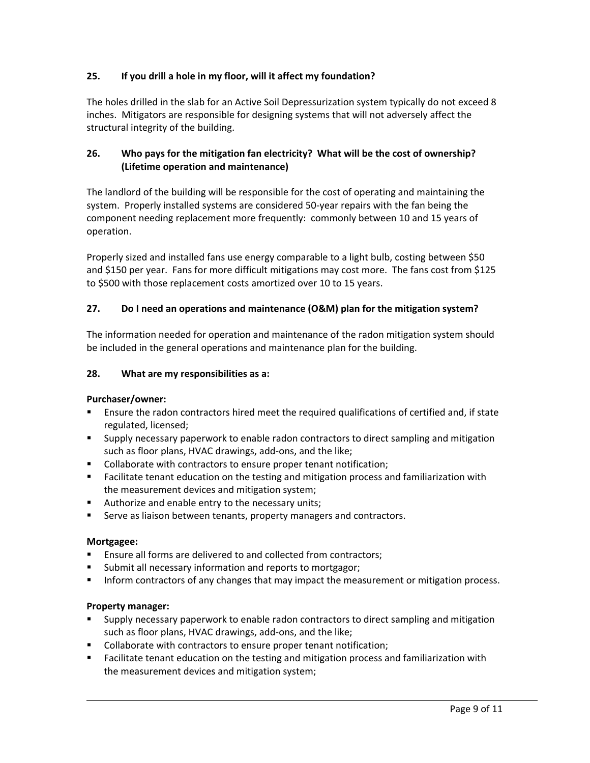### 25. If you drill a hole in my floor, will it affect my foundation?

The holes drilled in the slab for an Active Soil Depressurization system typically do not exceed 8 inches. Mitigators are responsible for designing systems that will not adversely affect the structural integrity of the building.

### 26. Who pays for the mitigation fan electricity? What will be the cost of ownership? (Lifetime operation and maintenance)

The landlord of the building will be responsible for the cost of operating and maintaining the system. Properly installed systems are considered 50-year repairs with the fan being the component needing replacement more frequently: commonly between 10 and 15 years of operation.

Properly sized and installed fans use energy comparable to a light bulb, costing between $50 and $150 per year. Fans for more difficult mitigations may cost more. The fans cost from $125 to $500 with those replacement costs amortized over 10 to 15 years.

### 27. Do I need an operations and maintenance (O&M) plan for the mitigation system?

The information needed for operation and maintenance of the radon mitigation system should be included in the general operations and maintenance plan for the building.

### 28. What are my responsibilities as a:

**Purchaser/owner:**

- Ensure the radon contractors hired meet the required qualifications of certified and, if state regulated, licensed;
- Supply necessary paperwork to enable radon contractors to direct sampling and mitigation such as floor plans, HVAC drawings, add-ons, and the like;
- Collaborate with contractors to ensure proper tenant notification;
- Facilitate tenant education on the testing and mitigation process and familiarization with the measurement devices and mitigation system;
- Authorize and enable entry to the necessary units;
- Serve as liaison between tenants, property managers and contractors.

**Mortgagee:**

- Ensure all forms are delivered to and collected from contractors;
- Submit all necessary information and reports to mortgagor;
- Inform contractors of any changes that may impact the measurement or mitigation process.

**Property manager:**

- Supply necessary paperwork to enable radon contractors to direct sampling and mitigation such as floor plans, HVAC drawings, add-ons, and the like;
- Collaborate with contractors to ensure proper tenant notification;
- Facilitate tenant education on the testing and mitigation process and familiarization with the measurement devices and mitigation system;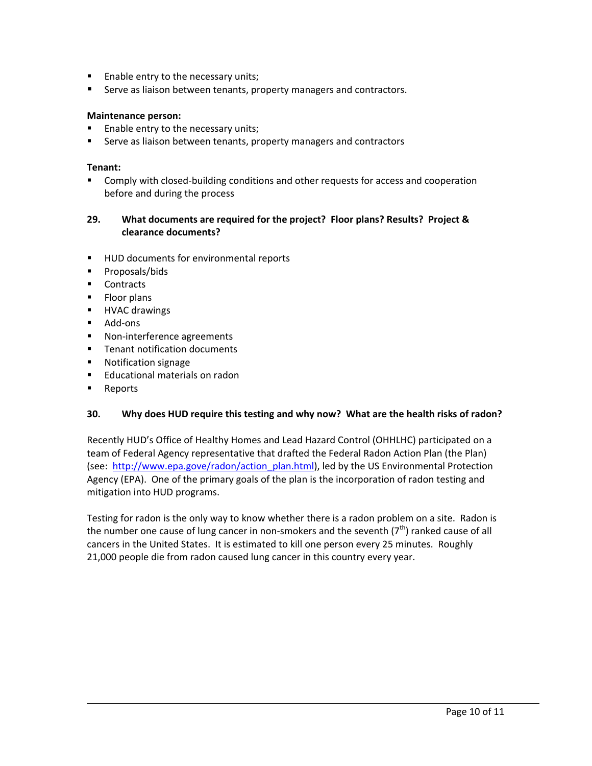- Enable entry to the necessary units;
- Serve as liaison between tenants, property managers and contractors.

**Maintenance person:**

- Enable entry to the necessary units;
- Serve as liaison between tenants, property managers and contractors

**Tenant:**

- Comply with closed-building conditions and other requests for access and cooperation before and during the process

### 29. What documents are required for the project? Floor plans? Results? Project & clearance documents?

- HUD documents for environmental reports
- Proposals/bids
- Contracts
- Floor plans
- HVAC drawings
- Add-ons
- Non-interference agreements
- Tenant notification documents
- Notification signage
- Educational materials on radon
- Reports

### 30. Why does HUD require this testing and why now? What are the health risks of radon?

Recently HUD's Office of Healthy Homes and Lead Hazard Control (OHHLHC) participated on a team of Federal Agency representative that drafted the Federal Radon Action Plan (the Plan) (see: [http://www.epa.gove/radon/action_plan.html](http://www.epa.gove/radon/action_plan.html)), led by the US Environmental Protection Agency (EPA). One of the primary goals of the plan is the incorporation of radon testing and mitigation into HUD programs.

Testing for radon is the only way to know whether there is a radon problem on a site. Radon is the number one cause of lung cancer in non-smokers and the seventh (7th) ranked cause of all cancers in the United States. It is estimated to kill one person every 25 minutes. Roughly 21,000 people die from radon caused lung cancer in this country every year.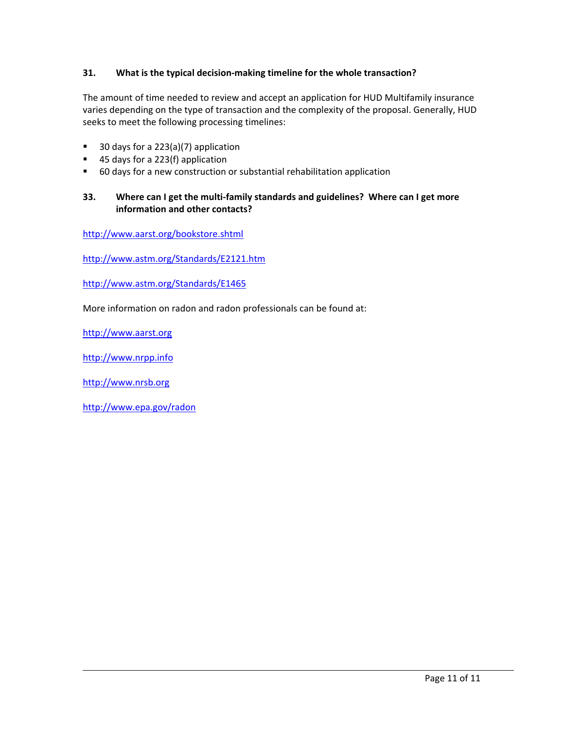**31. What is the typical decision-making timeline for the whole transaction?**

The amount of time needed to review and accept an application for HUD Multifamily insurance varies depending on the type of transaction and the complexity of the proposal. Generally, HUD seeks to meet the following processing timelines:

- 30 days for a 223(a)(7) application
- 45 days for a 223(f) application
- 60 days for a new construction or substantial rehabilitation application

**33. Where can I get the multi-family standards and guidelines? Where can I get more information and other contacts?**

http://www.aarst.org/bookstore.shtml

http://www.astm.org/Standards/E2121.htm

http://www.astm.org/Standards/E1465

More information on radon and radon professionals can be found at:

http://www.aarst.org

http://www.nrpp.info

http://www.nrsb.org

http://www.epa.gov/radon